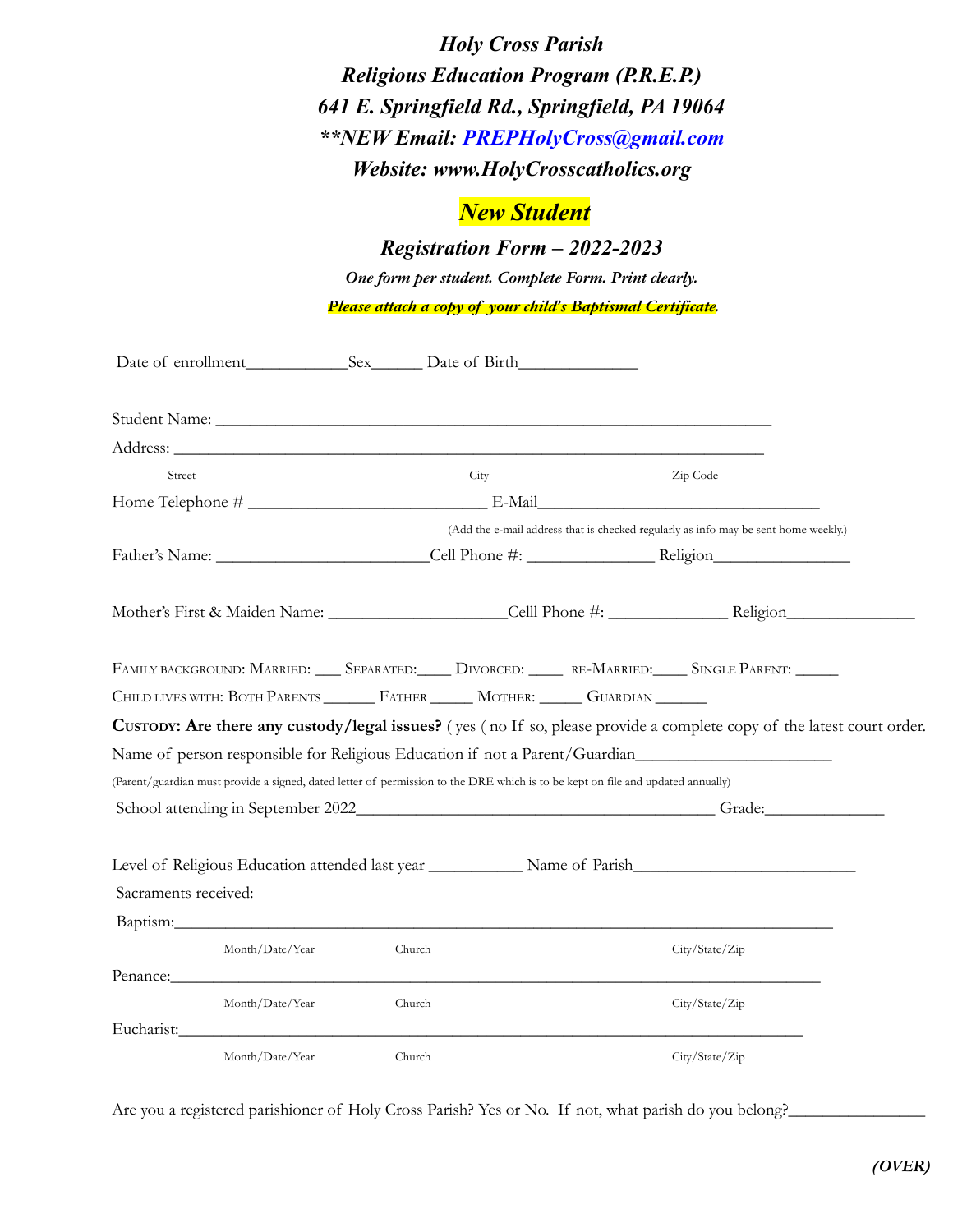# *Holy Cross Parish*

## *Religious Education Program (P.R.E.P.)*

***641 E. Springfield Rd., Springfield, PA 19064***

***\*\*NEW Email: PREPHolyCross@gmail.com***

***Website: www.HolyCrosscatholics.org***

## *New Student*

## *Registration Form – 2022-2023*

***One form per student. Complete Form. Print clearly.***

***Please attach a copy of your child's Baptismal Certificate.***

Date of enrollment____________Sex______ Date of Birth______________

Student Name: ____________________________________________________________________

Address: ________________________________________________________________________

Street City Zip Code

Home Telephone # _____________________________ E-Mail__________________________________

(Add the e-mail address that is checked regularly as info may be sent home weekly.)

Father's Name: _________________________Cell Phone #: _______________ Religion________________

Mother's First & Maiden Name: _____________________Celll Phone #: ______________ Religion_______________

FAMILY BACKGROUND: MARRIED: ___ SEPARATED:____ DIVORCED: ____ RE-MARRIED:____ SINGLE PARENT: _____

CHILD LIVES WITH: BOTH PARENTS ______ FATHER _____ MOTHER: _____ GUARDIAN ______

**CUSTODY: Are there any custody/legal issues?** ( yes ( no If so, please provide a complete copy of the latest court order.

Name of person responsible for Religious Education if not a Parent/Guardian______________________

(Parent/guardian must provide a signed, dated letter of permission to the DRE which is to be kept on file and updated annually)

School attending in September 2022___________________________________________ Grade:______________

Level of Religious Education attended last year ___________ Name of Parish__________________________

Sacraments received:

Baptism:__________________________________________________________________________

Month/Date/Year Church City/State/Zip

Penance:__________________________________________________________________________

Month/Date/Year Church City/State/Zip

Eucharist:_________________________________________________________________________

Month/Date/Year Church City/State/Zip

Are you a registered parishioner of Holy Cross Parish? Yes or No. If not, what parish do you belong?________________

***(OVER)***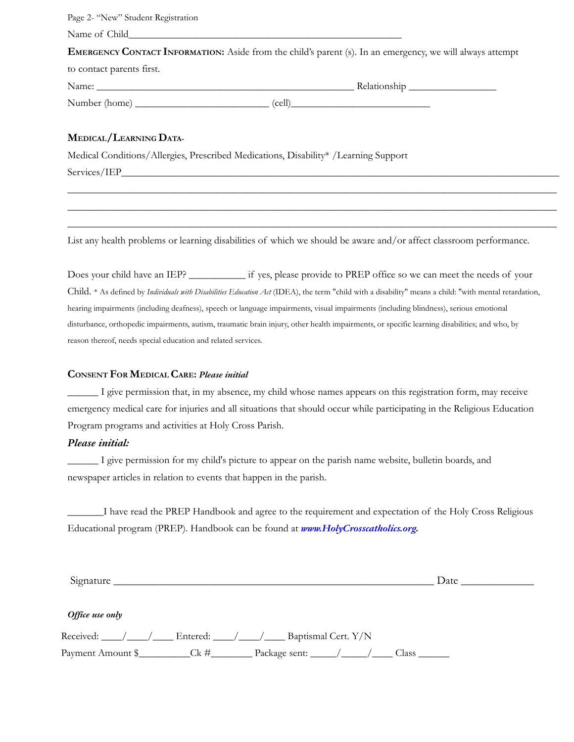Page 2- "New" Student Registration

Name of Child_______________________________________________

**Emergency Contact Information:** Aside from the child's parent (s). In an emergency, we will always attempt to contact parents first.

Name: _____________________________________________ Relationship _______________

Number (home) _______________________ (cell)________________________

**Medical/Learning Data-**

Medical Conditions/Allergies, Prescribed Medications, Disability* /Learning Support Services/IEP_____________________________________________________________________________

_____________________________________________________________________________________

_____________________________________________________________________________________

_____________________________________________________________________________________

List any health problems or learning disabilities of which we should be aware and/or affect classroom performance.

Does your child have an IEP? __________ if yes, please provide to PREP office so we can meet the needs of your Child. * As defined by *Individuals with Disabilities Education Act* (IDEA), the term "child with a disability" means a child: "with mental retardation, hearing impairments (including deafness), speech or language impairments, visual impairments (including blindness), serious emotional disturbance, orthopedic impairments, autism, traumatic brain injury, other health impairments, or specific learning disabilities; and who, by reason thereof, needs special education and related services.

**Consent For Medical Care:** ***Please initial***

_____ I give permission that, in my absence, my child whose names appears on this registration form, may receive emergency medical care for injuries and all situations that should occur while participating in the Religious Education Program programs and activities at Holy Cross Parish.

***Please initial:***

_____ I give permission for my child's picture to appear on the parish name website, bulletin boards, and newspaper articles in relation to events that happen in the parish.

______I have read the PREP Handbook and agree to the requirement and expectation of the Holy Cross Religious Educational program (PREP). Handbook can be found at ***www.HolyCrosscatholics.org.***

Signature ________________________________________________________ Date ____________

***Office use only***

Received: ____/____/____ Entered: ____/____/____ Baptismal Cert. Y/N

Payment Amount $_________Ck #_______ Package sent: _____/_____/____ Class ______